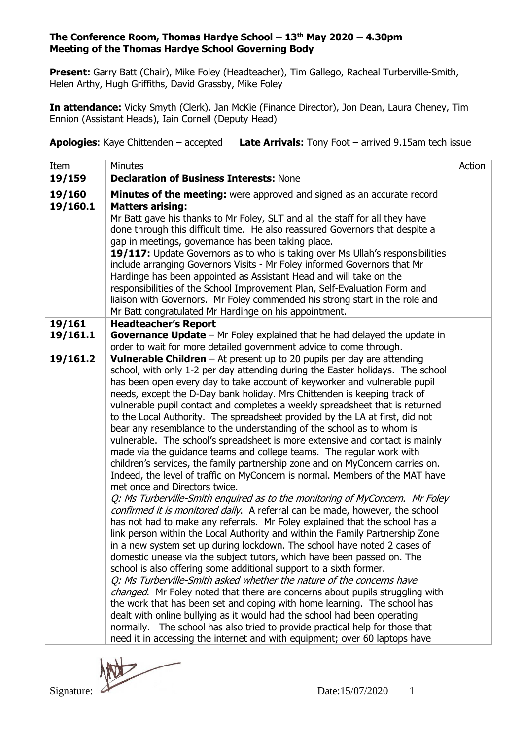**The Conference Room, Thomas Hardye School – 13th May 2020 – 4.30pm**
**Meeting of the Thomas Hardye School Governing Body**

**Present:** Garry Batt (Chair), Mike Foley (Headteacher), Tim Gallego, Racheal Turberville-Smith, Helen Arthy, Hugh Griffiths, David Grassby, Mike Foley

**In attendance:** Vicky Smyth (Clerk), Jan McKie (Finance Director), Jon Dean, Laura Cheney, Tim Ennion (Assistant Heads), Iain Cornell (Deputy Head)

**Apologies**: Kaye Chittenden – accepted **Late Arrivals:** Tony Foot – arrived 9.15am tech issue

| Item | Minutes | Action |
|---|---|---|
| **19/159** | **Declaration of Business Interests:** None | |
| **19/160**<br>**19/160.1** | **Minutes of the meeting:** were approved and signed as an accurate record<br>**Matters arising:**<br>Mr Batt gave his thanks to Mr Foley, SLT and all the staff for all they have done through this difficult time. He also reassured Governors that despite a gap in meetings, governance has been taking place.<br>**19/117:** Update Governors as to who is taking over Ms Ullah's responsibilities include arranging Governors Visits - Mr Foley informed Governors that Mr Hardinge has been appointed as Assistant Head and will take on the responsibilities of the School Improvement Plan, Self-Evaluation Form and liaison with Governors. Mr Foley commended his strong start in the role and Mr Batt congratulated Mr Hardinge on his appointment. | |
| **19/161**<br>**19/161.1**<br><br>**19/161.2** | **Headteacher's Report**<br>**Governance Update** – Mr Foley explained that he had delayed the update in order to wait for more detailed government advice to come through.<br>**Vulnerable Children** – At present up to 20 pupils per day are attending school, with only 1-2 per day attending during the Easter holidays. The school has been open every day to take account of keyworker and vulnerable pupil needs, except the D-Day bank holiday. Mrs Chittenden is keeping track of vulnerable pupil contact and completes a weekly spreadsheet that is returned to the Local Authority. The spreadsheet provided by the LA at first, did not bear any resemblance to the understanding of the school as to whom is vulnerable. The school's spreadsheet is more extensive and contact is mainly made via the guidance teams and college teams. The regular work with children's services, the family partnership zone and on MyConcern carries on. Indeed, the level of traffic on MyConcern is normal. Members of the MAT have met once and Directors twice.<br>*Q: Ms Turberville-Smith enquired as to the monitoring of MyConcern. Mr Foley confirmed it is monitored daily*. A referral can be made, however, the school has not had to make any referrals. Mr Foley explained that the school has a link person within the Local Authority and within the Family Partnership Zone in a new system set up during lockdown. The school have noted 2 cases of domestic unease via the subject tutors, which have been passed on. The school is also offering some additional support to a sixth former.<br>*Q: Ms Turberville-Smith asked whether the nature of the concerns have changed*. Mr Foley noted that there are concerns about pupils struggling with the work that has been set and coping with home learning. The school has dealt with online bullying as it would had the school had been operating normally. The school has also tried to provide practical help for those that need it in accessing the internet and with equipment; over 60 laptops have | |

Signature: Date:15/07/2020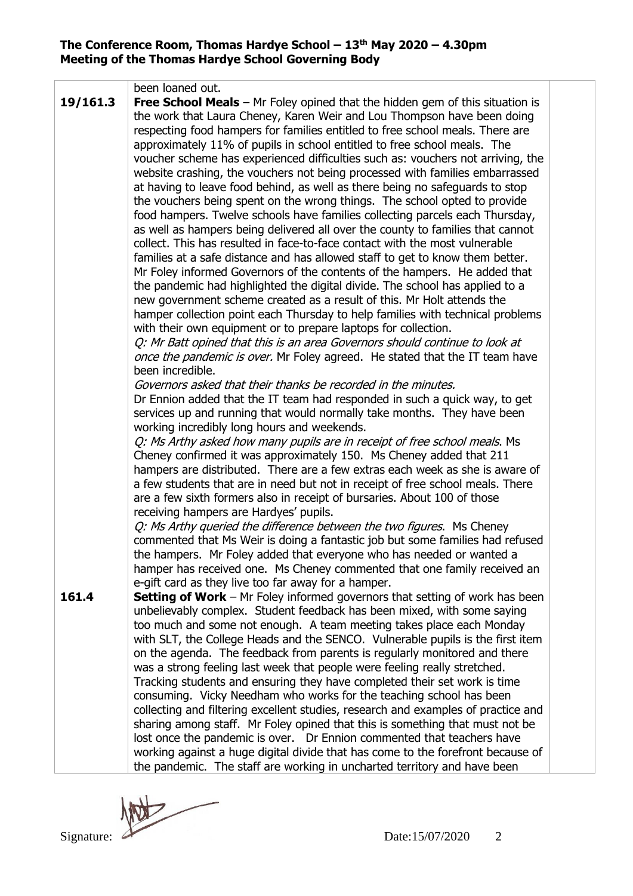| | | |
|---|---|---|
| | been loaned out. | |
| **19/161.3** | **Free School Meals** – Mr Foley opined that the hidden gem of this situation is the work that Laura Cheney, Karen Weir and Lou Thompson have been doing respecting food hampers for families entitled to free school meals. There are approximately 11% of pupils in school entitled to free school meals. The voucher scheme has experienced difficulties such as: vouchers not arriving, the website crashing, the vouchers not being processed with families embarrassed at having to leave food behind, as well as there being no safeguards to stop the vouchers being spent on the wrong things. The school opted to provide food hampers. Twelve schools have families collecting parcels each Thursday, as well as hampers being delivered all over the county to families that cannot collect. This has resulted in face-to-face contact with the most vulnerable families at a safe distance and has allowed staff to get to know them better. Mr Foley informed Governors of the contents of the hampers. He added that the pandemic had highlighted the digital divide. The school has applied to a new government scheme created as a result of this. Mr Holt attends the hamper collection point each Thursday to help families with technical problems with their own equipment or to prepare laptops for collection.<br>*Q: Mr Batt opined that this is an area Governors should continue to look at once the pandemic is over.* Mr Foley agreed. He stated that the IT team have been incredible.<br>*Governors asked that their thanks be recorded in the minutes.*<br>Dr Ennion added that the IT team had responded in such a quick way, to get services up and running that would normally take months. They have been working incredibly long hours and weekends.<br>*Q: Ms Arthy asked how many pupils are in receipt of free school meals.* Ms Cheney confirmed it was approximately 150. Ms Cheney added that 211 hampers are distributed. There are a few extras each week as she is aware of a few students that are in need but not in receipt of free school meals. There are a few sixth formers also in receipt of bursaries. About 100 of those receiving hampers are Hardyes' pupils.<br>*Q: Ms Arthy queried the difference between the two figures.* Ms Cheney commented that Ms Weir is doing a fantastic job but some families had refused the hampers. Mr Foley added that everyone who has needed or wanted a hamper has received one. Ms Cheney commented that one family received an e-gift card as they live too far away for a hamper. | |
| **161.4** | **Setting of Work** – Mr Foley informed governors that setting of work has been unbelievably complex. Student feedback has been mixed, with some saying too much and some not enough. A team meeting takes place each Monday with SLT, the College Heads and the SENCO. Vulnerable pupils is the first item on the agenda. The feedback from parents is regularly monitored and there was a strong feeling last week that people were feeling really stretched. Tracking students and ensuring they have completed their set work is time consuming. Vicky Needham who works for the teaching school has been collecting and filtering excellent studies, research and examples of practice and sharing among staff. Mr Foley opined that this is something that must not be lost once the pandemic is over. Dr Ennion commented that teachers have working against a huge digital divide that has come to the forefront because of the pandemic. The staff are working in uncharted territory and have been | |

Signature: Date:15/07/2020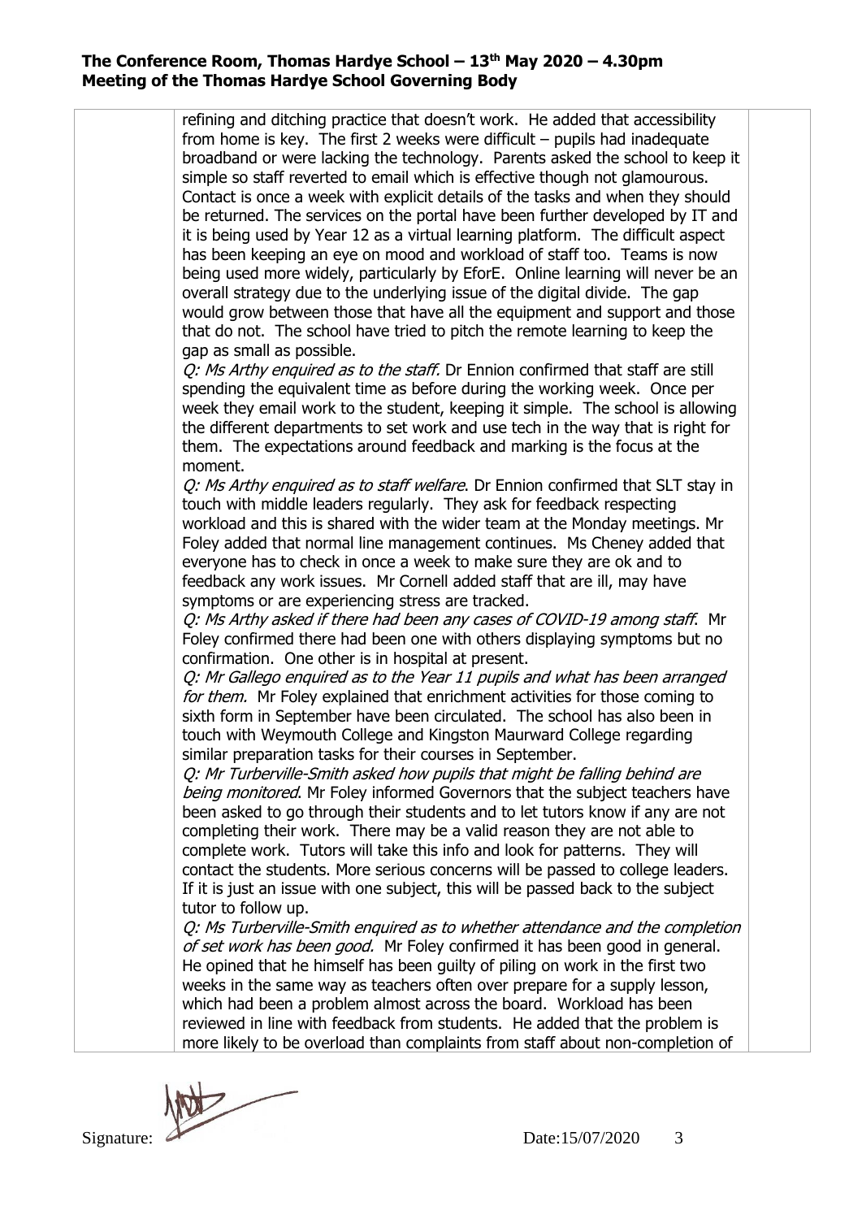refining and ditching practice that doesn't work. He added that accessibility from home is key. The first 2 weeks were difficult – pupils had inadequate broadband or were lacking the technology. Parents asked the school to keep it simple so staff reverted to email which is effective though not glamourous. Contact is once a week with explicit details of the tasks and when they should be returned. The services on the portal have been further developed by IT and it is being used by Year 12 as a virtual learning platform. The difficult aspect has been keeping an eye on mood and workload of staff too. Teams is now being used more widely, particularly by EforE. Online learning will never be an overall strategy due to the underlying issue of the digital divide. The gap would grow between those that have all the equipment and support and those that do not. The school have tried to pitch the remote learning to keep the gap as small as possible.

*Q: Ms Arthy enquired as to the staff.* Dr Ennion confirmed that staff are still spending the equivalent time as before during the working week. Once per week they email work to the student, keeping it simple. The school is allowing the different departments to set work and use tech in the way that is right for them. The expectations around feedback and marking is the focus at the moment.

*Q: Ms Arthy enquired as to staff welfare.* Dr Ennion confirmed that SLT stay in touch with middle leaders regularly. They ask for feedback respecting workload and this is shared with the wider team at the Monday meetings. Mr Foley added that normal line management continues. Ms Cheney added that everyone has to check in once a week to make sure they are ok and to feedback any work issues. Mr Cornell added staff that are ill, may have symptoms or are experiencing stress are tracked.

*Q: Ms Arthy asked if there had been any cases of COVID-19 among staff.* Mr Foley confirmed there had been one with others displaying symptoms but no confirmation. One other is in hospital at present.

*Q: Mr Gallego enquired as to the Year 11 pupils and what has been arranged for them.* Mr Foley explained that enrichment activities for those coming to sixth form in September have been circulated. The school has also been in touch with Weymouth College and Kingston Maurward College regarding similar preparation tasks for their courses in September.

*Q: Mr Turberville-Smith asked how pupils that might be falling behind are being monitored.* Mr Foley informed Governors that the subject teachers have been asked to go through their students and to let tutors know if any are not completing their work. There may be a valid reason they are not able to complete work. Tutors will take this info and look for patterns. They will contact the students. More serious concerns will be passed to college leaders. If it is just an issue with one subject, this will be passed back to the subject tutor to follow up.

*Q: Ms Turberville-Smith enquired as to whether attendance and the completion of set work has been good.* Mr Foley confirmed it has been good in general. He opined that he himself has been guilty of piling on work in the first two weeks in the same way as teachers often over prepare for a supply lesson, which had been a problem almost across the board. Workload has been reviewed in line with feedback from students. He added that the problem is more likely to be overload than complaints from staff about non-completion of

Signature: Date:15/07/2020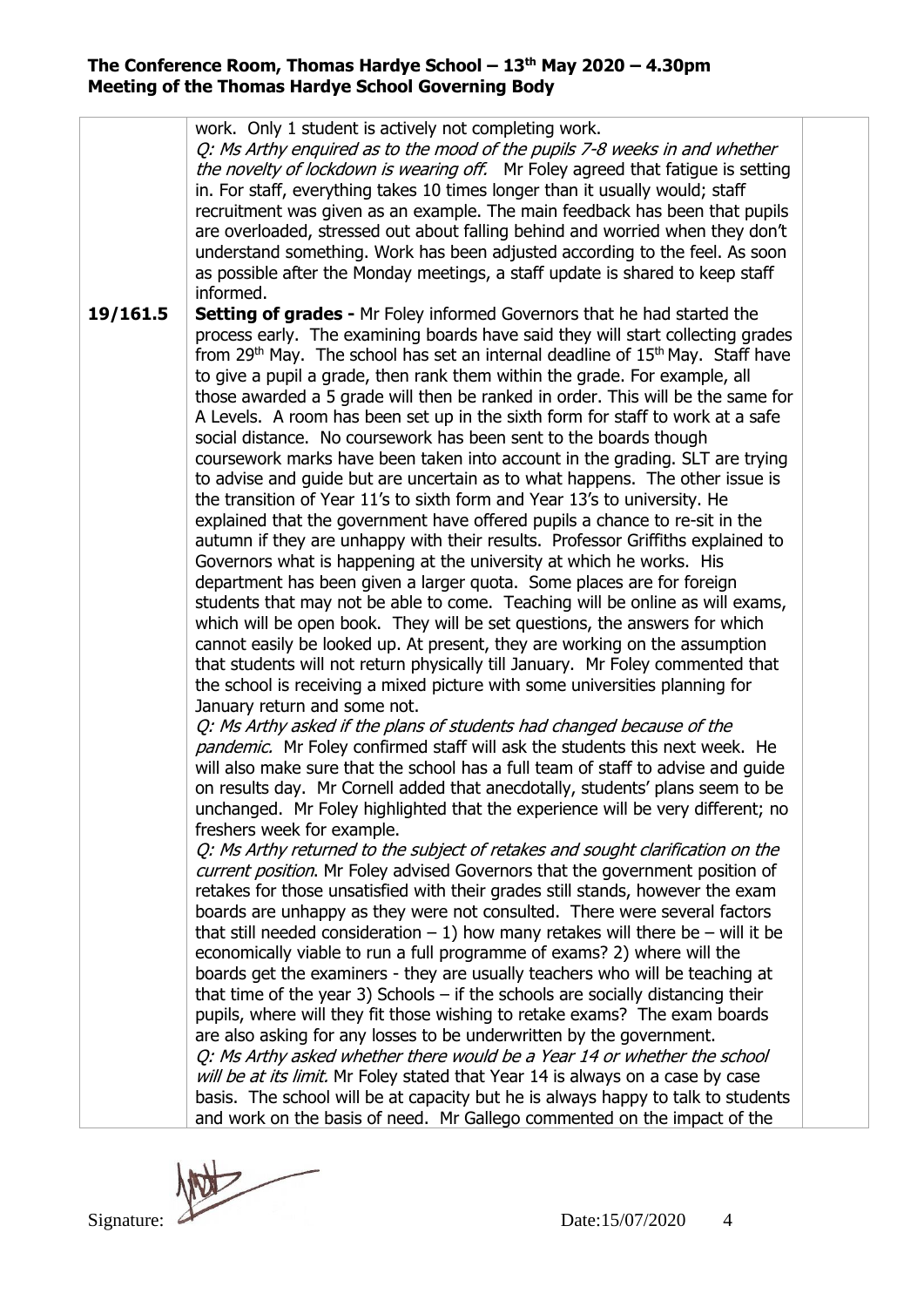| | | |
|---|---|---|
| | work. Only 1 student is actively not completing work.<br>*Q: Ms Arthy enquired as to the mood of the pupils 7-8 weeks in and whether the novelty of lockdown is wearing off.* Mr Foley agreed that fatigue is setting in. For staff, everything takes 10 times longer than it usually would; staff recruitment was given as an example. The main feedback has been that pupils are overloaded, stressed out about falling behind and worried when they don't understand something. Work has been adjusted according to the feel. As soon as possible after the Monday meetings, a staff update is shared to keep staff informed. | |
| **19/161.5** | **Setting of grades -** Mr Foley informed Governors that he had started the process early. The examining boards have said they will start collecting grades from 29th May. The school has set an internal deadline of 15th May. Staff have to give a pupil a grade, then rank them within the grade. For example, all those awarded a 5 grade will then be ranked in order. This will be the same for A Levels. A room has been set up in the sixth form for staff to work at a safe social distance. No coursework has been sent to the boards though coursework marks have been taken into account in the grading. SLT are trying to advise and guide but are uncertain as to what happens. The other issue is the transition of Year 11's to sixth form and Year 13's to university. He explained that the government have offered pupils a chance to re-sit in the autumn if they are unhappy with their results. Professor Griffiths explained to Governors what is happening at the university at which he works. His department has been given a larger quota. Some places are for foreign students that may not be able to come. Teaching will be online as will exams, which will be open book. They will be set questions, the answers for which cannot easily be looked up. At present, they are working on the assumption that students will not return physically till January. Mr Foley commented that the school is receiving a mixed picture with some universities planning for January return and some not.<br>*Q: Ms Arthy asked if the plans of students had changed because of the pandemic.* Mr Foley confirmed staff will ask the students this next week. He will also make sure that the school has a full team of staff to advise and guide on results day. Mr Cornell added that anecdotally, students' plans seem to be unchanged. Mr Foley highlighted that the experience will be very different; no freshers week for example.<br>*Q: Ms Arthy returned to the subject of retakes and sought clarification on the current position.* Mr Foley advised Governors that the government position of retakes for those unsatisfied with their grades still stands, however the exam boards are unhappy as they were not consulted. There were several factors that still needed consideration – 1) how many retakes will there be – will it be economically viable to run a full programme of exams? 2) where will the boards get the examiners - they are usually teachers who will be teaching at that time of the year 3) Schools – if the schools are socially distancing their pupils, where will they fit those wishing to retake exams? The exam boards are also asking for any losses to be underwritten by the government.<br>*Q: Ms Arthy asked whether there would be a Year 14 or whether the school will be at its limit.* Mr Foley stated that Year 14 is always on a case by case basis. The school will be at capacity but he is always happy to talk to students and work on the basis of need. Mr Gallego commented on the impact of the | |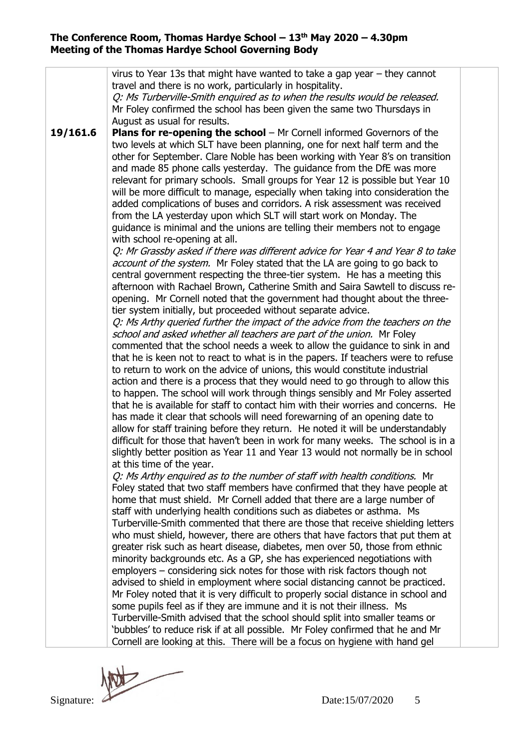| | | |
|---|---|---|
| | virus to Year 13s that might have wanted to take a gap year – they cannot travel and there is no work, particularly in hospitality.<br>*Q: Ms Turberville-Smith enquired as to when the results would be released.* Mr Foley confirmed the school has been given the same two Thursdays in August as usual for results. | |
| **19/161.6** | **Plans for re-opening the school** – Mr Cornell informed Governors of the two levels at which SLT have been planning, one for next half term and the other for September. Clare Noble has been working with Year 8's on transition and made 85 phone calls yesterday. The guidance from the DfE was more relevant for primary schools. Small groups for Year 12 is possible but Year 10 will be more difficult to manage, especially when taking into consideration the added complications of buses and corridors. A risk assessment was received from the LA yesterday upon which SLT will start work on Monday. The guidance is minimal and the unions are telling their members not to engage with school re-opening at all.<br>*Q: Mr Grassby asked if there was different advice for Year 4 and Year 8 to take account of the system.* Mr Foley stated that the LA are going to go back to central government respecting the three-tier system. He has a meeting this afternoon with Rachael Brown, Catherine Smith and Saira Sawtell to discuss re-opening. Mr Cornell noted that the government had thought about the three-tier system initially, but proceeded without separate advice.<br>*Q: Ms Arthy queried further the impact of the advice from the teachers on the school and asked whether all teachers are part of the union.* Mr Foley commented that the school needs a week to allow the guidance to sink in and that he is keen not to react to what is in the papers. If teachers were to refuse to return to work on the advice of unions, this would constitute industrial action and there is a process that they would need to go through to allow this to happen. The school will work through things sensibly and Mr Foley asserted that he is available for staff to contact him with their worries and concerns. He has made it clear that schools will need forewarning of an opening date to allow for staff training before they return. He noted it will be understandably difficult for those that haven't been in work for many weeks. The school is in a slightly better position as Year 11 and Year 13 would not normally be in school at this time of the year.<br>*Q: Ms Arthy enquired as to the number of staff with health conditions.* Mr Foley stated that two staff members have confirmed that they have people at home that must shield. Mr Cornell added that there are a large number of staff with underlying health conditions such as diabetes or asthma. Ms Turberville-Smith commented that there are those that receive shielding letters who must shield, however, there are others that have factors that put them at greater risk such as heart disease, diabetes, men over 50, those from ethnic minority backgrounds etc. As a GP, she has experienced negotiations with employers – considering sick notes for those with risk factors though not advised to shield in employment where social distancing cannot be practiced. Mr Foley noted that it is very difficult to properly social distance in school and some pupils feel as if they are immune and it is not their illness. Ms Turberville-Smith advised that the school should split into smaller teams or 'bubbles' to reduce risk if at all possible. Mr Foley confirmed that he and Mr Cornell are looking at this. There will be a focus on hygiene with hand gel | |

Signature: Date:15/07/2020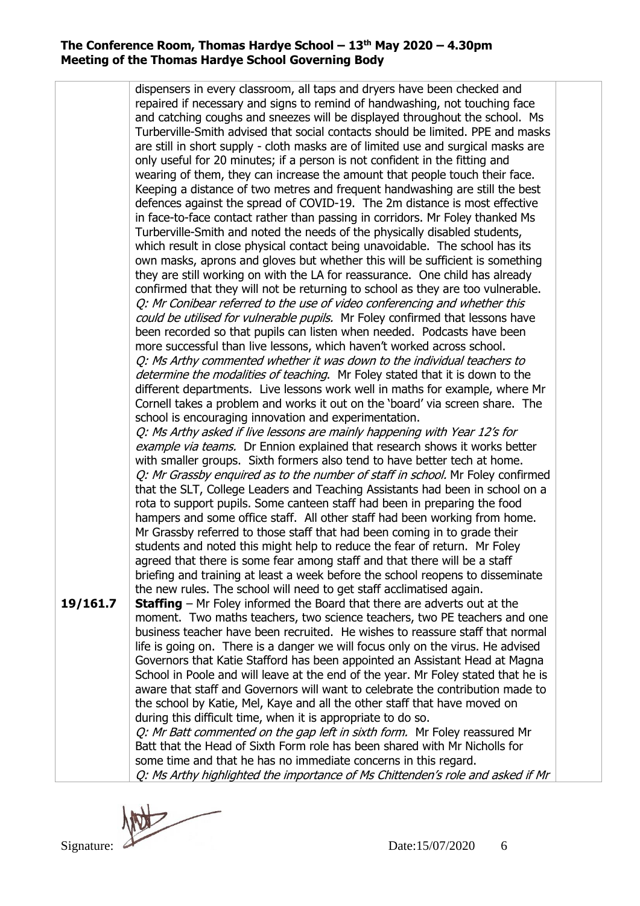| | | |
|---|---|---|
| | dispensers in every classroom, all taps and dryers have been checked and repaired if necessary and signs to remind of handwashing, not touching face and catching coughs and sneezes will be displayed throughout the school. Ms Turberville-Smith advised that social contacts should be limited. PPE and masks are still in short supply - cloth masks are of limited use and surgical masks are only useful for 20 minutes; if a person is not confident in the fitting and wearing of them, they can increase the amount that people touch their face. Keeping a distance of two metres and frequent handwashing are still the best defences against the spread of COVID-19. The 2m distance is most effective in face-to-face contact rather than passing in corridors. Mr Foley thanked Ms Turberville-Smith and noted the needs of the physically disabled students, which result in close physical contact being unavoidable. The school has its own masks, aprons and gloves but whether this will be sufficient is something they are still working on with the LA for reassurance. One child has already confirmed that they will not be returning to school as they are too vulnerable. *Q: Mr Conibear referred to the use of video conferencing and whether this could be utilised for vulnerable pupils.* Mr Foley confirmed that lessons have been recorded so that pupils can listen when needed. Podcasts have been more successful than live lessons, which haven't worked across school. *Q: Ms Arthy commented whether it was down to the individual teachers to determine the modalities of teaching*. Mr Foley stated that it is down to the different departments. Live lessons work well in maths for example, where Mr Cornell takes a problem and works it out on the 'board' via screen share. The school is encouraging innovation and experimentation. *Q: Ms Arthy asked if live lessons are mainly happening with Year 12's for example via teams.* Dr Ennion explained that research shows it works better with smaller groups. Sixth formers also tend to have better tech at home. *Q: Mr Grassby enquired as to the number of staff in school.* Mr Foley confirmed that the SLT, College Leaders and Teaching Assistants had been in school on a rota to support pupils. Some canteen staff had been in preparing the food hampers and some office staff. All other staff had been working from home. Mr Grassby referred to those staff that had been coming in to grade their students and noted this might help to reduce the fear of return. Mr Foley agreed that there is some fear among staff and that there will be a staff briefing and training at least a week before the school reopens to disseminate the new rules. The school will need to get staff acclimatised again. | |
| **19/161.7** | **Staffing** – Mr Foley informed the Board that there are adverts out at the moment. Two maths teachers, two science teachers, two PE teachers and one business teacher have been recruited. He wishes to reassure staff that normal life is going on. There is a danger we will focus only on the virus. He advised Governors that Katie Stafford has been appointed an Assistant Head at Magna School in Poole and will leave at the end of the year. Mr Foley stated that he is aware that staff and Governors will want to celebrate the contribution made to the school by Katie, Mel, Kaye and all the other staff that have moved on during this difficult time, when it is appropriate to do so. *Q: Mr Batt commented on the gap left in sixth form.* Mr Foley reassured Mr Batt that the Head of Sixth Form role has been shared with Mr Nicholls for some time and that he has no immediate concerns in this regard. *Q: Ms Arthy highlighted the importance of Ms Chittenden's role and asked if Mr* | |

Signature: Date:15/07/2020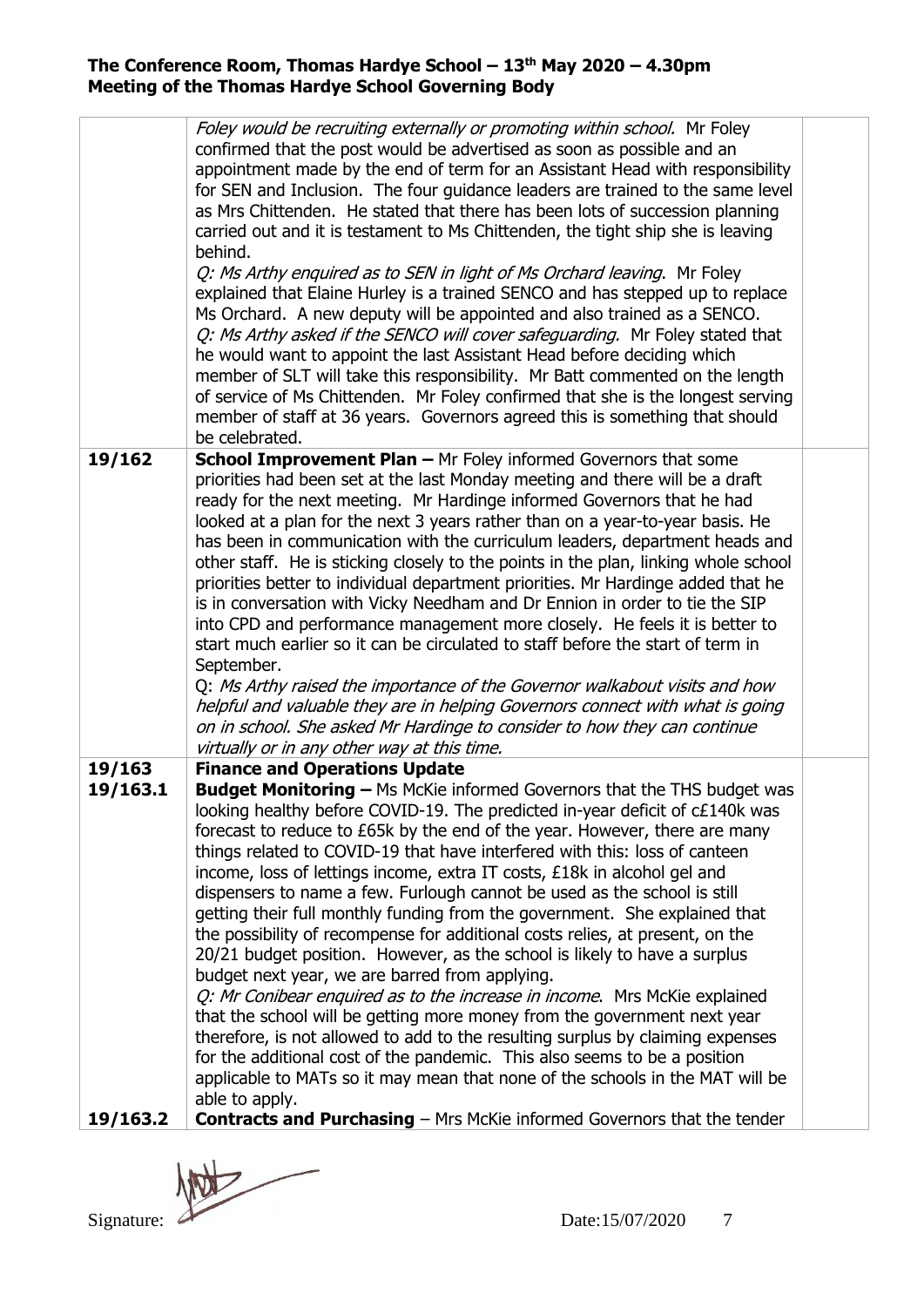| | | |
|---|---|---|
| | *Foley would be recruiting externally or promoting within school.* Mr Foley confirmed that the post would be advertised as soon as possible and an appointment made by the end of term for an Assistant Head with responsibility for SEN and Inclusion. The four guidance leaders are trained to the same level as Mrs Chittenden. He stated that there has been lots of succession planning carried out and it is testament to Ms Chittenden, the tight ship she is leaving behind.<br>*Q: Ms Arthy enquired as to SEN in light of Ms Orchard leaving*. Mr Foley explained that Elaine Hurley is a trained SENCO and has stepped up to replace Ms Orchard. A new deputy will be appointed and also trained as a SENCO.<br>*Q: Ms Arthy asked if the SENCO will cover safeguarding.* Mr Foley stated that he would want to appoint the last Assistant Head before deciding which member of SLT will take this responsibility. Mr Batt commented on the length of service of Ms Chittenden. Mr Foley confirmed that she is the longest serving member of staff at 36 years. Governors agreed this is something that should be celebrated. | |
| **19/162** | **School Improvement Plan –** Mr Foley informed Governors that some priorities had been set at the last Monday meeting and there will be a draft ready for the next meeting. Mr Hardinge informed Governors that he had looked at a plan for the next 3 years rather than on a year-to-year basis. He has been in communication with the curriculum leaders, department heads and other staff. He is sticking closely to the points in the plan, linking whole school priorities better to individual department priorities. Mr Hardinge added that he is in conversation with Vicky Needham and Dr Ennion in order to tie the SIP into CPD and performance management more closely. He feels it is better to start much earlier so it can be circulated to staff before the start of term in September.<br>Q: *Ms Arthy raised the importance of the Governor walkabout visits and how helpful and valuable they are in helping Governors connect with what is going on in school. She asked Mr Hardinge to consider to how they can continue virtually or in any other way at this time.* | |
| **19/163**<br>**19/163.1**<br><br><br><br><br><br><br><br><br><br><br><br><br><br><br><br><br><br>**19/163.2** | **Finance and Operations Update**<br>**Budget Monitoring –** Ms McKie informed Governors that the THS budget was looking healthy before COVID-19. The predicted in-year deficit of c£140k was forecast to reduce to £65k by the end of the year. However, there are many things related to COVID-19 that have interfered with this: loss of canteen income, loss of lettings income, extra IT costs, £18k in alcohol gel and dispensers to name a few. Furlough cannot be used as the school is still getting their full monthly funding from the government. She explained that the possibility of recompense for additional costs relies, at present, on the 20/21 budget position. However, as the school is likely to have a surplus budget next year, we are barred from applying.<br>*Q: Mr Conibear enquired as to the increase in income*. Mrs McKie explained that the school will be getting more money from the government next year therefore, is not allowed to add to the resulting surplus by claiming expenses for the additional cost of the pandemic. This also seems to be a position applicable to MATs so it may mean that none of the schools in the MAT will be able to apply.<br>**Contracts and Purchasing** – Mrs McKie informed Governors that the tender | |

Signature: Date:15/07/2020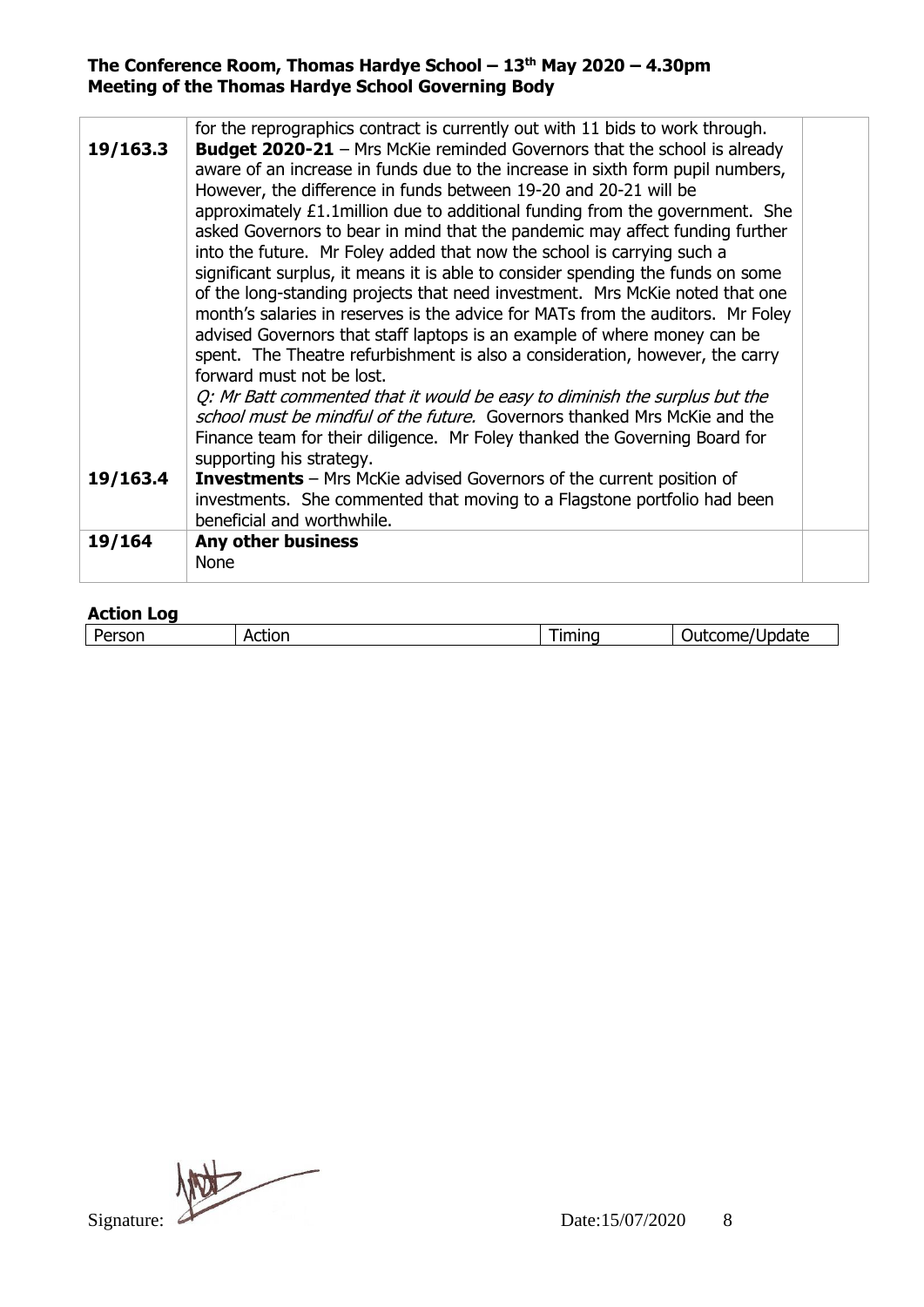| | | |
|---|---|---|
| | for the reprographics contract is currently out with 11 bids to work through. | |
| **19/163.3** | **Budget 2020-21** – Mrs McKie reminded Governors that the school is already aware of an increase in funds due to the increase in sixth form pupil numbers, However, the difference in funds between 19-20 and 20-21 will be approximately £1.1million due to additional funding from the government. She asked Governors to bear in mind that the pandemic may affect funding further into the future. Mr Foley added that now the school is carrying such a significant surplus, it means it is able to consider spending the funds on some of the long-standing projects that need investment. Mrs McKie noted that one month's salaries in reserves is the advice for MATs from the auditors. Mr Foley advised Governors that staff laptops is an example of where money can be spent. The Theatre refurbishment is also a consideration, however, the carry forward must not be lost.<br>*Q: Mr Batt commented that it would be easy to diminish the surplus but the school must be mindful of the future.* Governors thanked Mrs McKie and the Finance team for their diligence. Mr Foley thanked the Governing Board for supporting his strategy. | |
| **19/163.4** | **Investments** – Mrs McKie advised Governors of the current position of investments. She commented that moving to a Flagstone portfolio had been beneficial and worthwhile. | |
| **19/164** | **Any other business**<br>None | |

**Action Log**

| Person | Action | Timing | Outcome/Update |
|---|---|---|---|

Signature: Date:15/07/2020